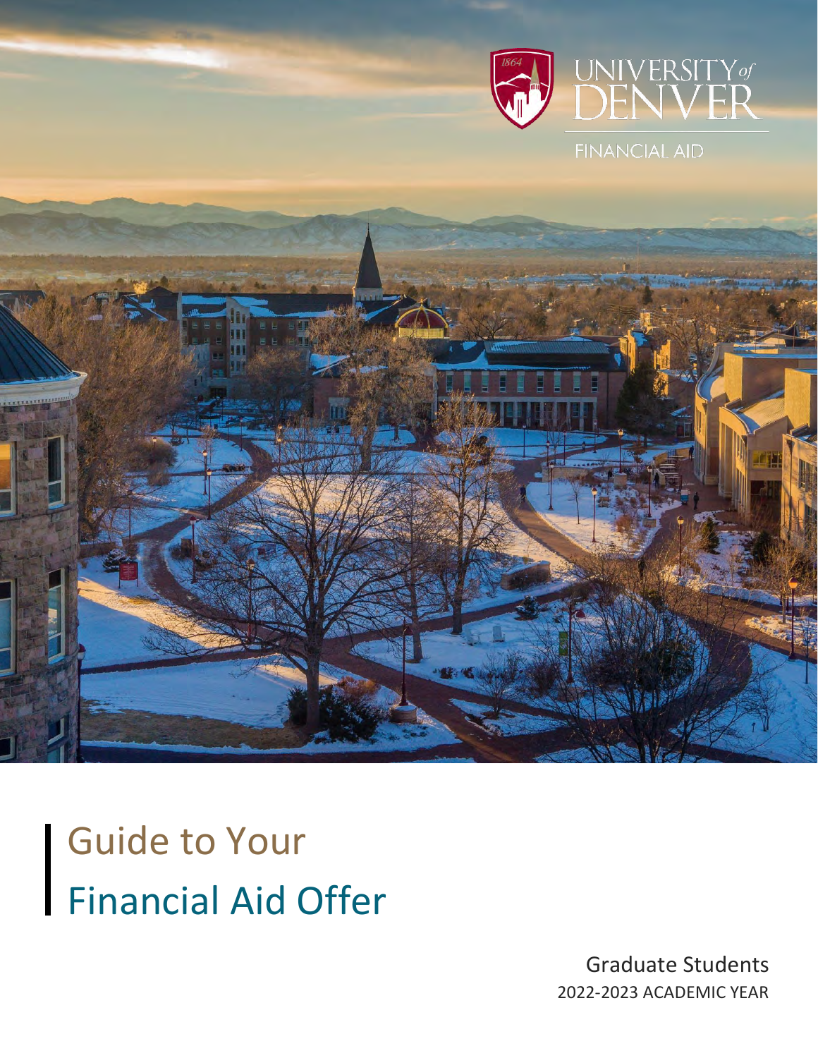UNIVERSITY of DENVER

FINANCIAL AID

# Guide to Your Financial Aid Offer

Graduate Students

2022-2023 ACADEMIC YEAR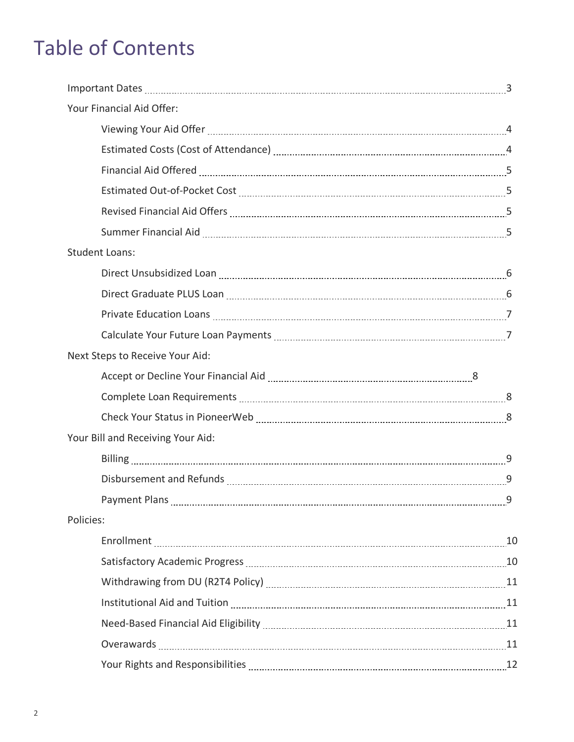# Table of Contents

| | |
|---|---|
| Important Dates | 3 |
| **Your Financial Aid Offer:** | |
| Viewing Your Aid Offer | 4 |
| Estimated Costs (Cost of Attendance) | 4 |
| Financial Aid Offered | 5 |
| Estimated Out-of-Pocket Cost | 5 |
| Revised Financial Aid Offers | 5 |
| Summer Financial Aid | 5 |
| **Student Loans:** | |
| Direct Unsubsidized Loan | 6 |
| Direct Graduate PLUS Loan | 6 |
| Private Education Loans | 7 |
| Calculate Your Future Loan Payments | 7 |
| **Next Steps to Receive Your Aid:** | |
| Accept or Decline Your Financial Aid | 8 |
| Complete Loan Requirements | 8 |
| Check Your Status in PioneerWeb | 8 |
| **Your Bill and Receiving Your Aid:** | |
| Billing | 9 |
| Disbursement and Refunds | 9 |
| Payment Plans | 9 |
| **Policies:** | |
| Enrollment | 10 |
| Satisfactory Academic Progress | 10 |
| Withdrawing from DU (R2T4 Policy) | 11 |
| Institutional Aid and Tuition | 11 |
| Need-Based Financial Aid Eligibility | 11 |
| Overawards | 11 |
| Your Rights and Responsibilities | 12 |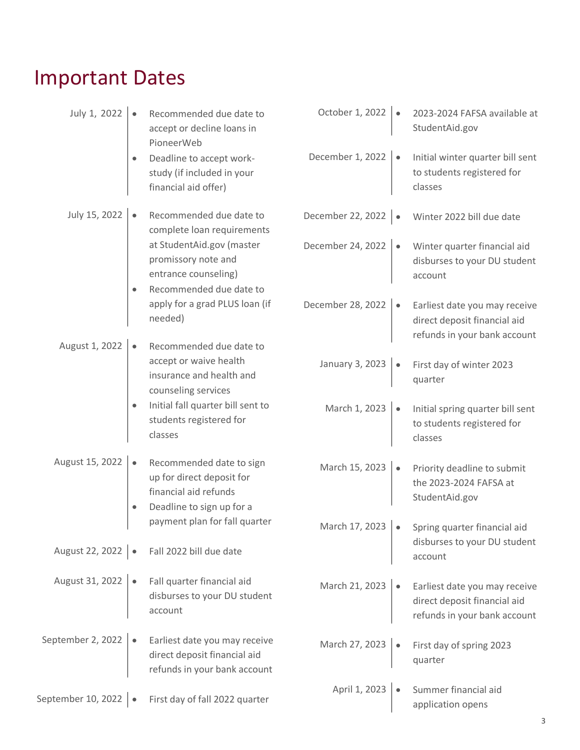# Important Dates

**July 1, 2022**

- Recommended due date to accept or decline loans in PioneerWeb
- Deadline to accept work-study (if included in your financial aid offer)

**July 15, 2022**

- Recommended due date to complete loan requirements at StudentAid.gov (master promissory note and entrance counseling)
- Recommended due date to apply for a grad PLUS loan (if needed)

**August 1, 2022**

- Recommended due date to accept or waive health insurance and health and counseling services
- Initial fall quarter bill sent to students registered for classes

**August 15, 2022**

- Recommended date to sign up for direct deposit for financial aid refunds
- Deadline to sign up for a payment plan for fall quarter

**August 22, 2022**

- Fall 2022 bill due date

**August 31, 2022**

- Fall quarter financial aid disburses to your DU student account

**September 2, 2022**

- Earliest date you may receive direct deposit financial aid refunds in your bank account

**September 10, 2022**

- First day of fall 2022 quarter

**October 1, 2022**

- 2023-2024 FAFSA available at StudentAid.gov

**December 1, 2022**

- Initial winter quarter bill sent to students registered for classes

**December 22, 2022**

- Winter 2022 bill due date

**December 24, 2022**

- Winter quarter financial aid disburses to your DU student account

**December 28, 2022**

- Earliest date you may receive direct deposit financial aid refunds in your bank account

**January 3, 2023**

- First day of winter 2023 quarter

**March 1, 2023**

- Initial spring quarter bill sent to students registered for classes

**March 15, 2023**

- Priority deadline to submit the 2023-2024 FAFSA at StudentAid.gov

**March 17, 2023**

- Spring quarter financial aid disburses to your DU student account

**March 21, 2023**

- Earliest date you may receive direct deposit financial aid refunds in your bank account

**March 27, 2023**

- First day of spring 2023 quarter

**April 1, 2023**

- Summer financial aid application opens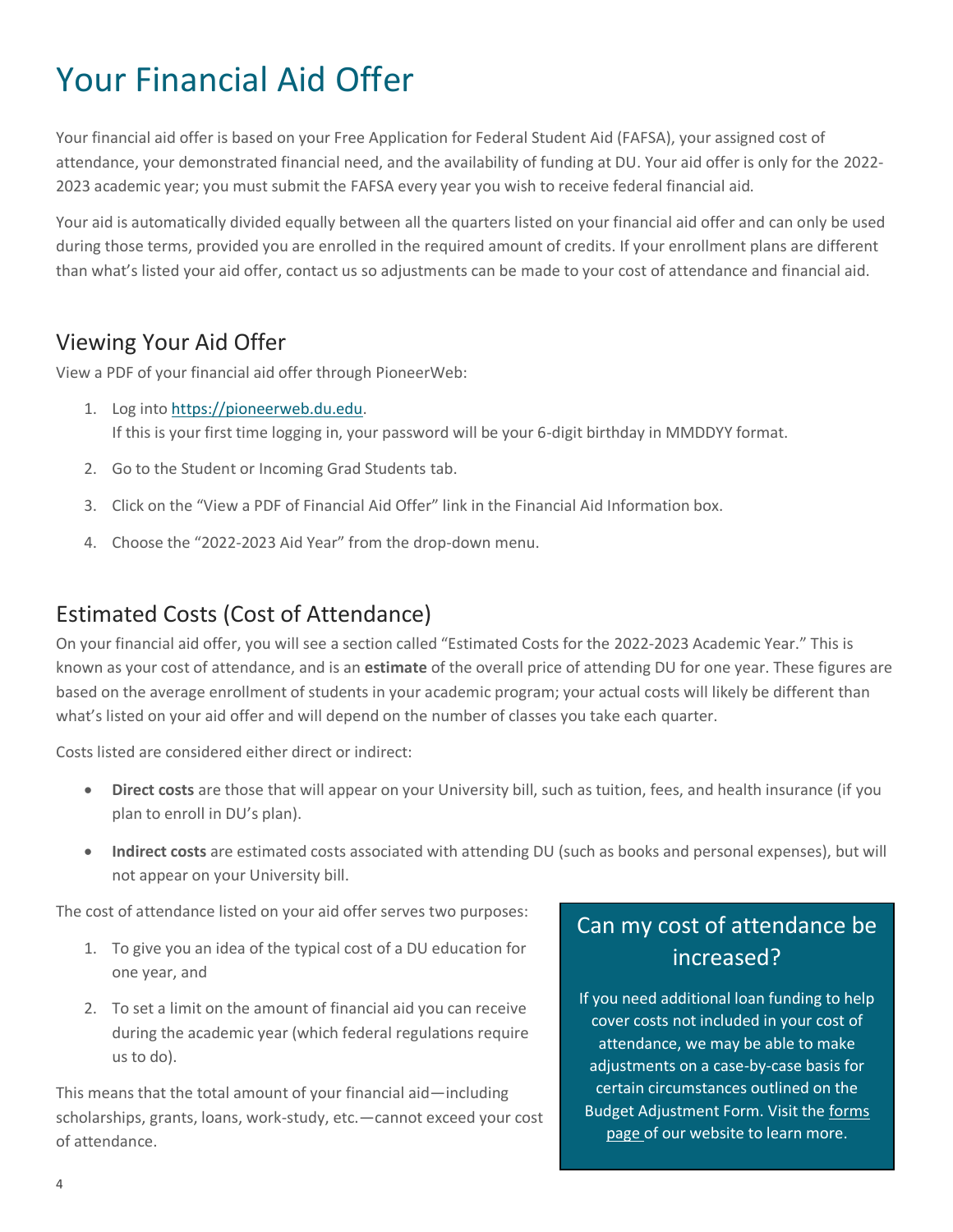# Your Financial Aid Offer

Your financial aid offer is based on your Free Application for Federal Student Aid (FAFSA), your assigned cost of attendance, your demonstrated financial need, and the availability of funding at DU. Your aid offer is only for the 2022-2023 academic year; you must submit the FAFSA every year you wish to receive federal financial aid.

Your aid is automatically divided equally between all the quarters listed on your financial aid offer and can only be used during those terms, provided you are enrolled in the required amount of credits. If your enrollment plans are different than what's listed your aid offer, contact us so adjustments can be made to your cost of attendance and financial aid.

## Viewing Your Aid Offer

View a PDF of your financial aid offer through PioneerWeb:

1. Log into [https://pioneerweb.du.edu](https://pioneerweb.du.edu).
   If this is your first time logging in, your password will be your 6-digit birthday in MMDDYY format.
2. Go to the Student or Incoming Grad Students tab.
3. Click on the "View a PDF of Financial Aid Offer" link in the Financial Aid Information box.
4. Choose the "2022-2023 Aid Year" from the drop-down menu.

## Estimated Costs (Cost of Attendance)

On your financial aid offer, you will see a section called "Estimated Costs for the 2022-2023 Academic Year." This is known as your cost of attendance, and is an **estimate** of the overall price of attending DU for one year. These figures are based on the average enrollment of students in your academic program; your actual costs will likely be different than what's listed on your aid offer and will depend on the number of classes you take each quarter.

Costs listed are considered either direct or indirect:

- **Direct costs** are those that will appear on your University bill, such as tuition, fees, and health insurance (if you plan to enroll in DU's plan).
- **Indirect costs** are estimated costs associated with attending DU (such as books and personal expenses), but will not appear on your University bill.

The cost of attendance listed on your aid offer serves two purposes:

1. To give you an idea of the typical cost of a DU education for one year, and
2. To set a limit on the amount of financial aid you can receive during the academic year (which federal regulations require us to do).

This means that the total amount of your financial aid—including scholarships, grants, loans, work-study, etc.—cannot exceed your cost of attendance.

### Can my cost of attendance be increased?

If you need additional loan funding to help cover costs not included in your cost of attendance, we may be able to make adjustments on a case-by-case basis for certain circumstances outlined on the Budget Adjustment Form. Visit the forms page of our website to learn more.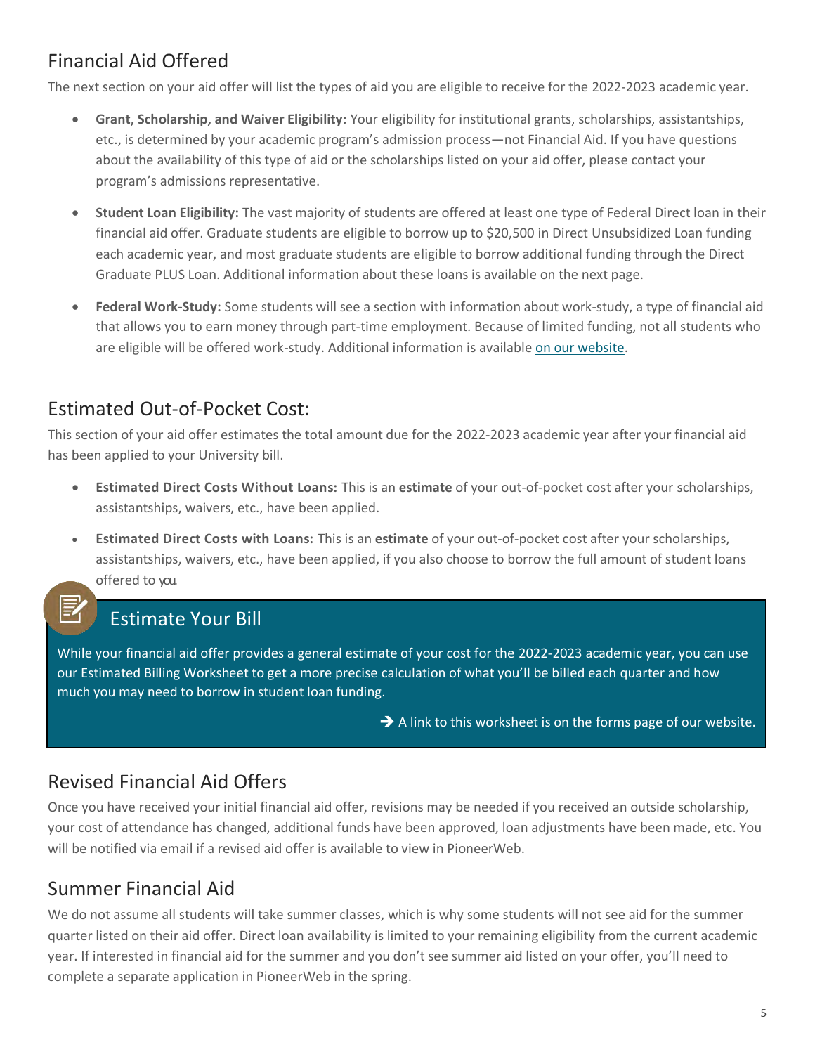## Financial Aid Offered

The next section on your aid offer will list the types of aid you are eligible to receive for the 2022-2023 academic year.

- **Grant, Scholarship, and Waiver Eligibility:** Your eligibility for institutional grants, scholarships, assistantships, etc., is determined by your academic program's admission process—not Financial Aid. If you have questions about the availability of this type of aid or the scholarships listed on your aid offer, please contact your program's admissions representative.
- **Student Loan Eligibility:** The vast majority of students are offered at least one type of Federal Direct loan in their financial aid offer. Graduate students are eligible to borrow up to $20,500 in Direct Unsubsidized Loan funding each academic year, and most graduate students are eligible to borrow additional funding through the Direct Graduate PLUS Loan. Additional information about these loans is available on the next page.
- **Federal Work-Study:** Some students will see a section with information about work-study, a type of financial aid that allows you to earn money through part-time employment. Because of limited funding, not all students who are eligible will be offered work-study. Additional information is available on our website.

## Estimated Out-of-Pocket Cost:

This section of your aid offer estimates the total amount due for the 2022-2023 academic year after your financial aid has been applied to your University bill.

- **Estimated Direct Costs Without Loans:** This is an **estimate** of your out-of-pocket cost after your scholarships, assistantships, waivers, etc., have been applied.
- **Estimated Direct Costs with Loans:** This is an **estimate** of your out-of-pocket cost after your scholarships, assistantships, waivers, etc., have been applied, if you also choose to borrow the full amount of student loans offered to you.

### Estimate Your Bill

While your financial aid offer provides a general estimate of your cost for the 2022-2023 academic year, you can use our Estimated Billing Worksheet to get a more precise calculation of what you'll be billed each quarter and how much you may need to borrow in student loan funding.

➔ A link to this worksheet is on the forms page of our website.

## Revised Financial Aid Offers

Once you have received your initial financial aid offer, revisions may be needed if you received an outside scholarship, your cost of attendance has changed, additional funds have been approved, loan adjustments have been made, etc. You will be notified via email if a revised aid offer is available to view in PioneerWeb.

## Summer Financial Aid

We do not assume all students will take summer classes, which is why some students will not see aid for the summer quarter listed on their aid offer. Direct loan availability is limited to your remaining eligibility from the current academic year. If interested in financial aid for the summer and you don't see summer aid listed on your offer, you'll need to complete a separate application in PioneerWeb in the spring.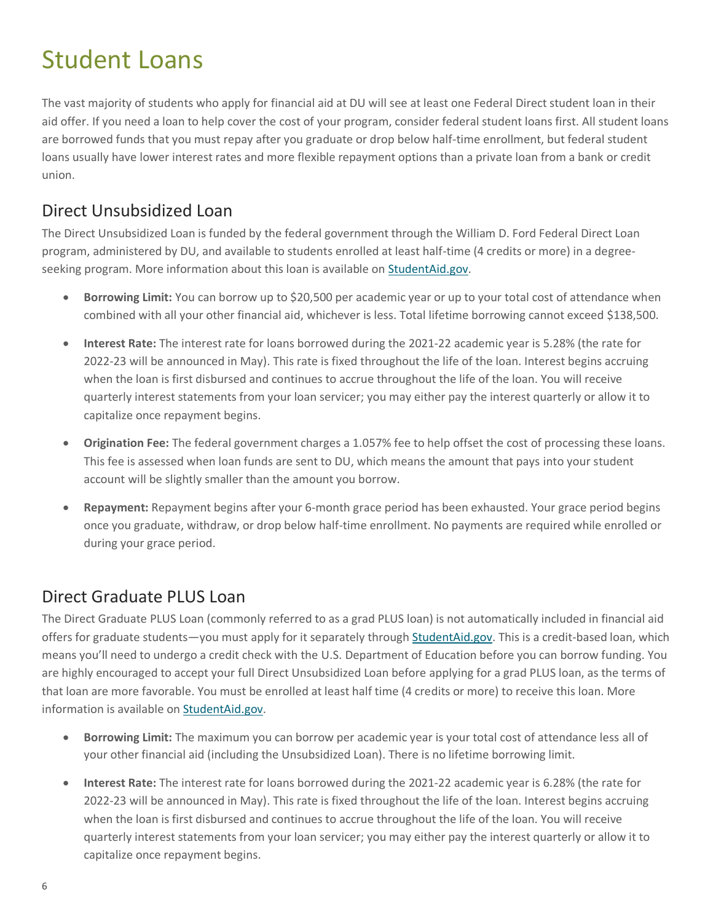# Student Loans

The vast majority of students who apply for financial aid at DU will see at least one Federal Direct student loan in their aid offer. If you need a loan to help cover the cost of your program, consider federal student loans first. All student loans are borrowed funds that you must repay after you graduate or drop below half-time enrollment, but federal student loans usually have lower interest rates and more flexible repayment options than a private loan from a bank or credit union.

## Direct Unsubsidized Loan

The Direct Unsubsidized Loan is funded by the federal government through the William D. Ford Federal Direct Loan program, administered by DU, and available to students enrolled at least half-time (4 credits or more) in a degree-seeking program. More information about this loan is available on [StudentAid.gov](StudentAid.gov).

- **Borrowing Limit:** You can borrow up to $20,500 per academic year or up to your total cost of attendance when combined with all your other financial aid, whichever is less. Total lifetime borrowing cannot exceed $138,500.
- **Interest Rate:** The interest rate for loans borrowed during the 2021-22 academic year is 5.28% (the rate for 2022-23 will be announced in May). This rate is fixed throughout the life of the loan. Interest begins accruing when the loan is first disbursed and continues to accrue throughout the life of the loan. You will receive quarterly interest statements from your loan servicer; you may either pay the interest quarterly or allow it to capitalize once repayment begins.
- **Origination Fee:** The federal government charges a 1.057% fee to help offset the cost of processing these loans. This fee is assessed when loan funds are sent to DU, which means the amount that pays into your student account will be slightly smaller than the amount you borrow.
- **Repayment:** Repayment begins after your 6-month grace period has been exhausted. Your grace period begins once you graduate, withdraw, or drop below half-time enrollment. No payments are required while enrolled or during your grace period.

## Direct Graduate PLUS Loan

The Direct Graduate PLUS Loan (commonly referred to as a grad PLUS loan) is not automatically included in financial aid offers for graduate students—you must apply for it separately through [StudentAid.gov](StudentAid.gov). This is a credit-based loan, which means you'll need to undergo a credit check with the U.S. Department of Education before you can borrow funding. You are highly encouraged to accept your full Direct Unsubsidized Loan before applying for a grad PLUS loan, as the terms of that loan are more favorable. You must be enrolled at least half time (4 credits or more) to receive this loan. More information is available on [StudentAid.gov](StudentAid.gov).

- **Borrowing Limit:** The maximum you can borrow per academic year is your total cost of attendance less all of your other financial aid (including the Unsubsidized Loan). There is no lifetime borrowing limit.
- **Interest Rate:** The interest rate for loans borrowed during the 2021-22 academic year is 6.28% (the rate for 2022-23 will be announced in May). This rate is fixed throughout the life of the loan. Interest begins accruing when the loan is first disbursed and continues to accrue throughout the life of the loan. You will receive quarterly interest statements from your loan servicer; you may either pay the interest quarterly or allow it to capitalize once repayment begins.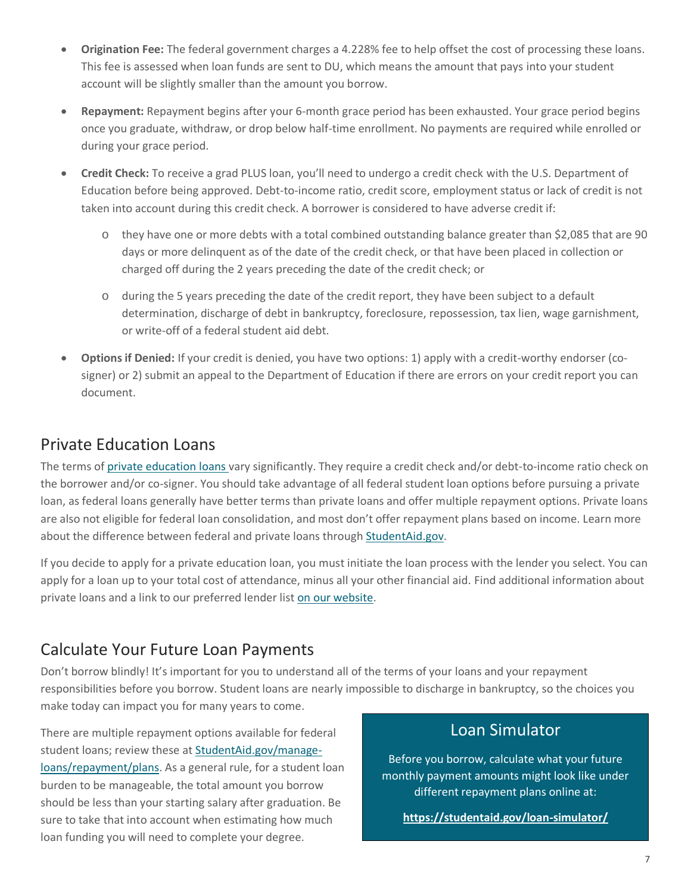- **Origination Fee:** The federal government charges a 4.228% fee to help offset the cost of processing these loans. This fee is assessed when loan funds are sent to DU, which means the amount that pays into your student account will be slightly smaller than the amount you borrow.
- **Repayment:** Repayment begins after your 6-month grace period has been exhausted. Your grace period begins once you graduate, withdraw, or drop below half-time enrollment. No payments are required while enrolled or during your grace period.
- **Credit Check:** To receive a grad PLUS loan, you'll need to undergo a credit check with the U.S. Department of Education before being approved. Debt-to-income ratio, credit score, employment status or lack of credit is not taken into account during this credit check. A borrower is considered to have adverse credit if:
  - they have one or more debts with a total combined outstanding balance greater than $2,085 that are 90 days or more delinquent as of the date of the credit check, or that have been placed in collection or charged off during the 2 years preceding the date of the credit check; or
  - during the 5 years preceding the date of the credit report, they have been subject to a default determination, discharge of debt in bankruptcy, foreclosure, repossession, tax lien, wage garnishment, or write-off of a federal student aid debt.
- **Options if Denied:** If your credit is denied, you have two options: 1) apply with a credit-worthy endorser (co-signer) or 2) submit an appeal to the Department of Education if there are errors on your credit report you can document.

## Private Education Loans

The terms of private education loans vary significantly. They require a credit check and/or debt-to-income ratio check on the borrower and/or co-signer. You should take advantage of all federal student loan options before pursuing a private loan, as federal loans generally have better terms than private loans and offer multiple repayment options. Private loans are also not eligible for federal loan consolidation, and most don't offer repayment plans based on income. Learn more about the difference between federal and private loans through StudentAid.gov.

If you decide to apply for a private education loan, you must initiate the loan process with the lender you select. You can apply for a loan up to your total cost of attendance, minus all your other financial aid. Find additional information about private loans and a link to our preferred lender list on our website.

## Calculate Your Future Loan Payments

Don't borrow blindly! It's important for you to understand all of the terms of your loans and your repayment responsibilities before you borrow. Student loans are nearly impossible to discharge in bankruptcy, so the choices you make today can impact you for many years to come.

There are multiple repayment options available for federal student loans; review these at StudentAid.gov/manage-loans/repayment/plans. As a general rule, for a student loan burden to be manageable, the total amount you borrow should be less than your starting salary after graduation. Be sure to take that into account when estimating how much loan funding you will need to complete your degree.

### Loan Simulator

Before you borrow, calculate what your future monthly payment amounts might look like under different repayment plans online at:

**https://studentaid.gov/loan-simulator/**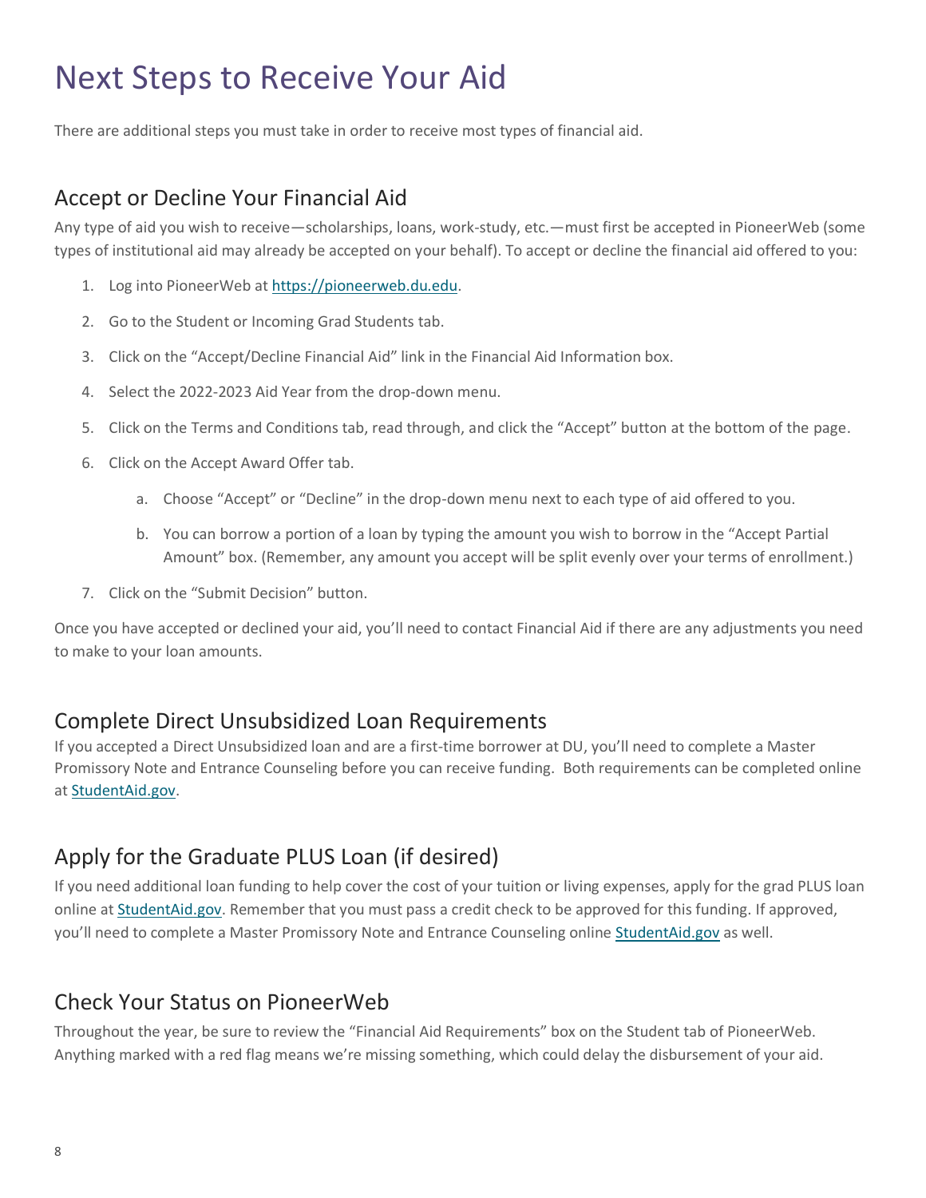# Next Steps to Receive Your Aid

There are additional steps you must take in order to receive most types of financial aid.

## Accept or Decline Your Financial Aid

Any type of aid you wish to receive—scholarships, loans, work-study, etc.—must first be accepted in PioneerWeb (some types of institutional aid may already be accepted on your behalf). To accept or decline the financial aid offered to you:

1. Log into PioneerWeb at [https://pioneerweb.du.edu](https://pioneerweb.du.edu).
2. Go to the Student or Incoming Grad Students tab.
3. Click on the "Accept/Decline Financial Aid" link in the Financial Aid Information box.
4. Select the 2022-2023 Aid Year from the drop-down menu.
5. Click on the Terms and Conditions tab, read through, and click the "Accept" button at the bottom of the page.
6. Click on the Accept Award Offer tab.
   a. Choose "Accept" or "Decline" in the drop-down menu next to each type of aid offered to you.
   b. You can borrow a portion of a loan by typing the amount you wish to borrow in the "Accept Partial Amount" box. (Remember, any amount you accept will be split evenly over your terms of enrollment.)
7. Click on the "Submit Decision" button.

Once you have accepted or declined your aid, you'll need to contact Financial Aid if there are any adjustments you need to make to your loan amounts.

## Complete Direct Unsubsidized Loan Requirements

If you accepted a Direct Unsubsidized loan and are a first-time borrower at DU, you'll need to complete a Master Promissory Note and Entrance Counseling before you can receive funding. Both requirements can be completed online at [StudentAid.gov](StudentAid.gov).

## Apply for the Graduate PLUS Loan (if desired)

If you need additional loan funding to help cover the cost of your tuition or living expenses, apply for the grad PLUS loan online at [StudentAid.gov](StudentAid.gov). Remember that you must pass a credit check to be approved for this funding. If approved, you'll need to complete a Master Promissory Note and Entrance Counseling online [StudentAid.gov](StudentAid.gov) as well.

## Check Your Status on PioneerWeb

Throughout the year, be sure to review the "Financial Aid Requirements" box on the Student tab of PioneerWeb. Anything marked with a red flag means we're missing something, which could delay the disbursement of your aid.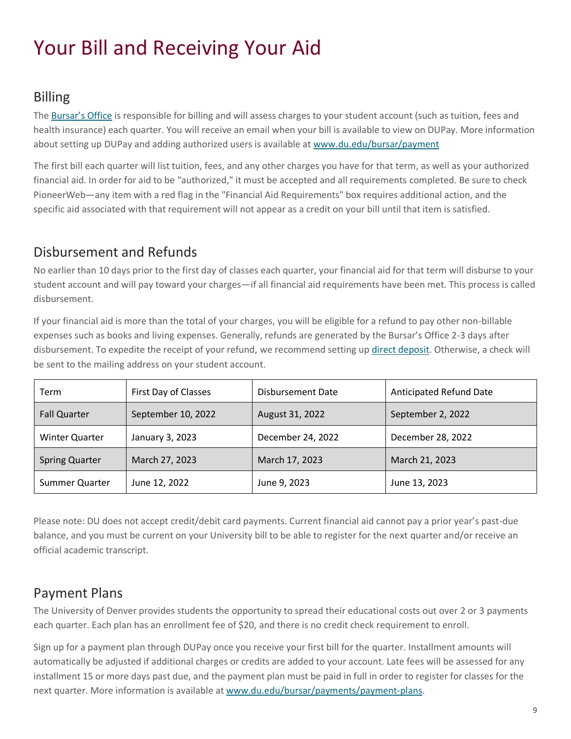# Your Bill and Receiving Your Aid

## Billing

The Bursar's Office is responsible for billing and will assess charges to your student account (such as tuition, fees and health insurance) each quarter. You will receive an email when your bill is available to view on DUPay. More information about setting up DUPay and adding authorized users is available at www.du.edu/bursar/payment

The first bill each quarter will list tuition, fees, and any other charges you have for that term, as well as your authorized financial aid. In order for aid to be "authorized," it must be accepted and all requirements completed. Be sure to check PioneerWeb—any item with a red flag in the "Financial Aid Requirements" box requires additional action, and the specific aid associated with that requirement will not appear as a credit on your bill until that item is satisfied.

## Disbursement and Refunds

No earlier than 10 days prior to the first day of classes each quarter, your financial aid for that term will disburse to your student account and will pay toward your charges—if all financial aid requirements have been met. This process is called disbursement.

If your financial aid is more than the total of your charges, you will be eligible for a refund to pay other non-billable expenses such as books and living expenses. Generally, refunds are generated by the Bursar's Office 2-3 days after disbursement. To expedite the receipt of your refund, we recommend setting up direct deposit. Otherwise, a check will be sent to the mailing address on your student account.

| Term | First Day of Classes | Disbursement Date | Anticipated Refund Date |
|---|---|---|---|
| Fall Quarter | September 10, 2022 | August 31, 2022 | September 2, 2022 |
| Winter Quarter | January 3, 2023 | December 24, 2022 | December 28, 2022 |
| Spring Quarter | March 27, 2023 | March 17, 2023 | March 21, 2023 |
| Summer Quarter | June 12, 2022 | June 9, 2023 | June 13, 2023 |

Please note: DU does not accept credit/debit card payments. Current financial aid cannot pay a prior year's past-due balance, and you must be current on your University bill to be able to register for the next quarter and/or receive an official academic transcript.

## Payment Plans

The University of Denver provides students the opportunity to spread their educational costs out over 2 or 3 payments each quarter. Each plan has an enrollment fee of $20, and there is no credit check requirement to enroll.

Sign up for a payment plan through DUPay once you receive your first bill for the quarter. Installment amounts will automatically be adjusted if additional charges or credits are added to your account. Late fees will be assessed for any installment 15 or more days past due, and the payment plan must be paid in full in order to register for classes for the next quarter. More information is available at www.du.edu/bursar/payments/payment-plans.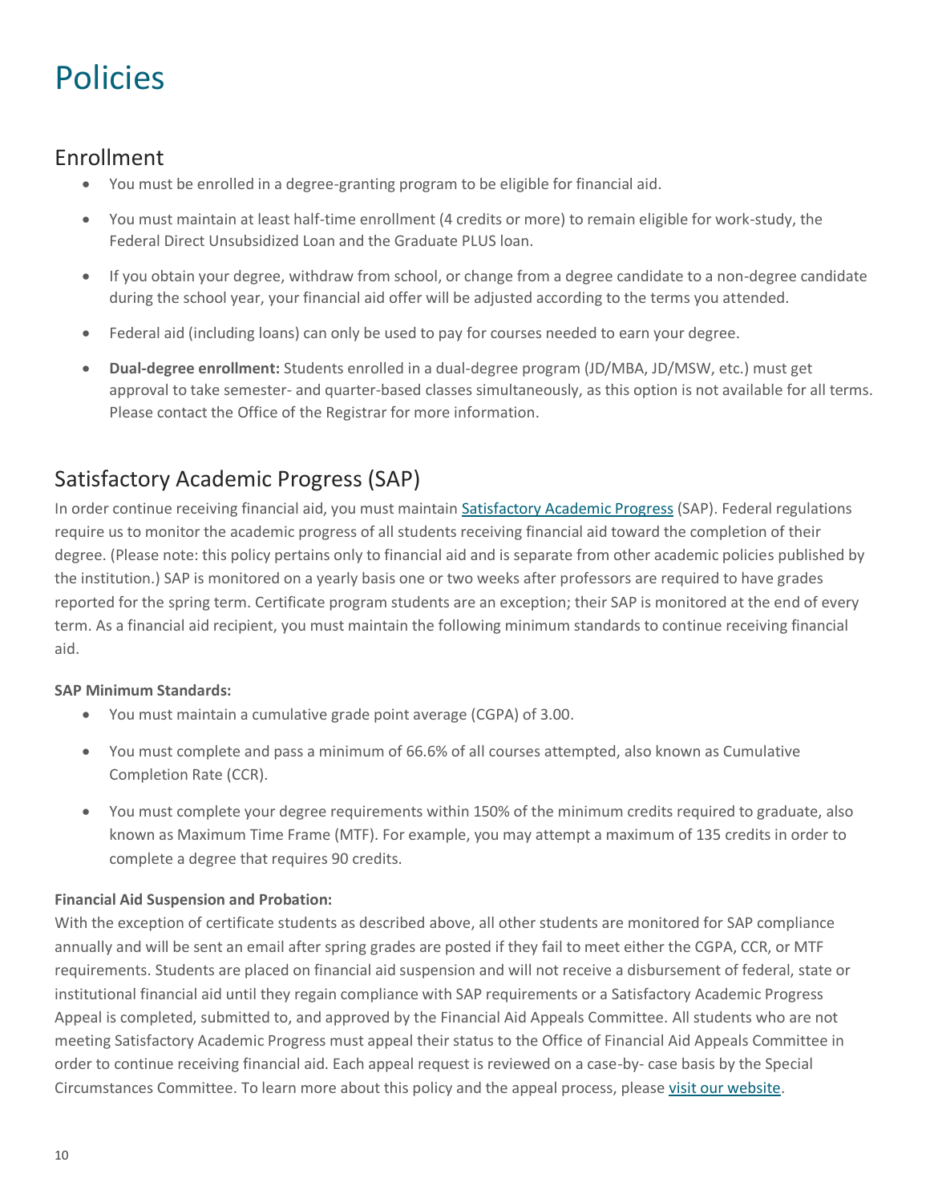# Policies

## Enrollment

- You must be enrolled in a degree-granting program to be eligible for financial aid.
- You must maintain at least half-time enrollment (4 credits or more) to remain eligible for work-study, the Federal Direct Unsubsidized Loan and the Graduate PLUS loan.
- If you obtain your degree, withdraw from school, or change from a degree candidate to a non-degree candidate during the school year, your financial aid offer will be adjusted according to the terms you attended.
- Federal aid (including loans) can only be used to pay for courses needed to earn your degree.
- **Dual-degree enrollment:** Students enrolled in a dual-degree program (JD/MBA, JD/MSW, etc.) must get approval to take semester- and quarter-based classes simultaneously, as this option is not available for all terms. Please contact the Office of the Registrar for more information.

## Satisfactory Academic Progress (SAP)

In order continue receiving financial aid, you must maintain Satisfactory Academic Progress (SAP). Federal regulations require us to monitor the academic progress of all students receiving financial aid toward the completion of their degree. (Please note: this policy pertains only to financial aid and is separate from other academic policies published by the institution.) SAP is monitored on a yearly basis one or two weeks after professors are required to have grades reported for the spring term. Certificate program students are an exception; their SAP is monitored at the end of every term. As a financial aid recipient, you must maintain the following minimum standards to continue receiving financial aid.

**SAP Minimum Standards:**

- You must maintain a cumulative grade point average (CGPA) of 3.00.
- You must complete and pass a minimum of 66.6% of all courses attempted, also known as Cumulative Completion Rate (CCR).
- You must complete your degree requirements within 150% of the minimum credits required to graduate, also known as Maximum Time Frame (MTF). For example, you may attempt a maximum of 135 credits in order to complete a degree that requires 90 credits.

**Financial Aid Suspension and Probation:**

With the exception of certificate students as described above, all other students are monitored for SAP compliance annually and will be sent an email after spring grades are posted if they fail to meet either the CGPA, CCR, or MTF requirements. Students are placed on financial aid suspension and will not receive a disbursement of federal, state or institutional financial aid until they regain compliance with SAP requirements or a Satisfactory Academic Progress Appeal is completed, submitted to, and approved by the Financial Aid Appeals Committee. All students who are not meeting Satisfactory Academic Progress must appeal their status to the Office of Financial Aid Appeals Committee in order to continue receiving financial aid. Each appeal request is reviewed on a case-by- case basis by the Special Circumstances Committee. To learn more about this policy and the appeal process, please visit our website.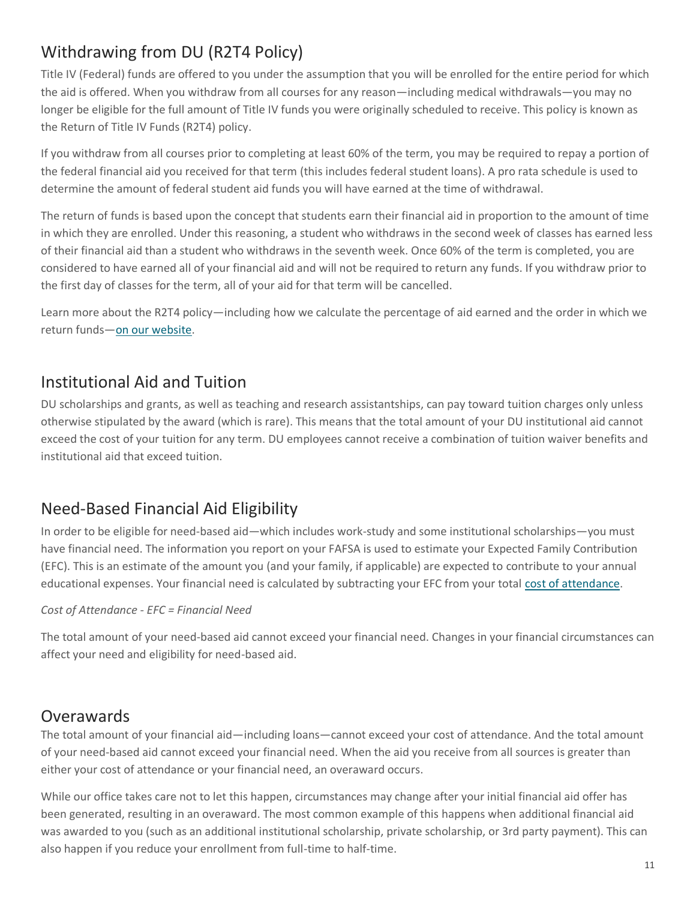## Withdrawing from DU (R2T4 Policy)

Title IV (Federal) funds are offered to you under the assumption that you will be enrolled for the entire period for which the aid is offered. When you withdraw from all courses for any reason—including medical withdrawals—you may no longer be eligible for the full amount of Title IV funds you were originally scheduled to receive. This policy is known as the Return of Title IV Funds (R2T4) policy.

If you withdraw from all courses prior to completing at least 60% of the term, you may be required to repay a portion of the federal financial aid you received for that term (this includes federal student loans). A pro rata schedule is used to determine the amount of federal student aid funds you will have earned at the time of withdrawal.

The return of funds is based upon the concept that students earn their financial aid in proportion to the amount of time in which they are enrolled. Under this reasoning, a student who withdraws in the second week of classes has earned less of their financial aid than a student who withdraws in the seventh week. Once 60% of the term is completed, you are considered to have earned all of your financial aid and will not be required to return any funds. If you withdraw prior to the first day of classes for the term, all of your aid for that term will be cancelled.

Learn more about the R2T4 policy—including how we calculate the percentage of aid earned and the order in which we return funds—on our website.

## Institutional Aid and Tuition

DU scholarships and grants, as well as teaching and research assistantships, can pay toward tuition charges only unless otherwise stipulated by the award (which is rare). This means that the total amount of your DU institutional aid cannot exceed the cost of your tuition for any term. DU employees cannot receive a combination of tuition waiver benefits and institutional aid that exceed tuition.

## Need-Based Financial Aid Eligibility

In order to be eligible for need-based aid—which includes work-study and some institutional scholarships—you must have financial need. The information you report on your FAFSA is used to estimate your Expected Family Contribution (EFC). This is an estimate of the amount you (and your family, if applicable) are expected to contribute to your annual educational expenses. Your financial need is calculated by subtracting your EFC from your total cost of attendance.

*Cost of Attendance - EFC = Financial Need*

The total amount of your need-based aid cannot exceed your financial need. Changes in your financial circumstances can affect your need and eligibility for need-based aid.

## Overawards

The total amount of your financial aid—including loans—cannot exceed your cost of attendance. And the total amount of your need-based aid cannot exceed your financial need. When the aid you receive from all sources is greater than either your cost of attendance or your financial need, an overaward occurs.

While our office takes care not to let this happen, circumstances may change after your initial financial aid offer has been generated, resulting in an overaward. The most common example of this happens when additional financial aid was awarded to you (such as an additional institutional scholarship, private scholarship, or 3rd party payment). This can also happen if you reduce your enrollment from full-time to half-time.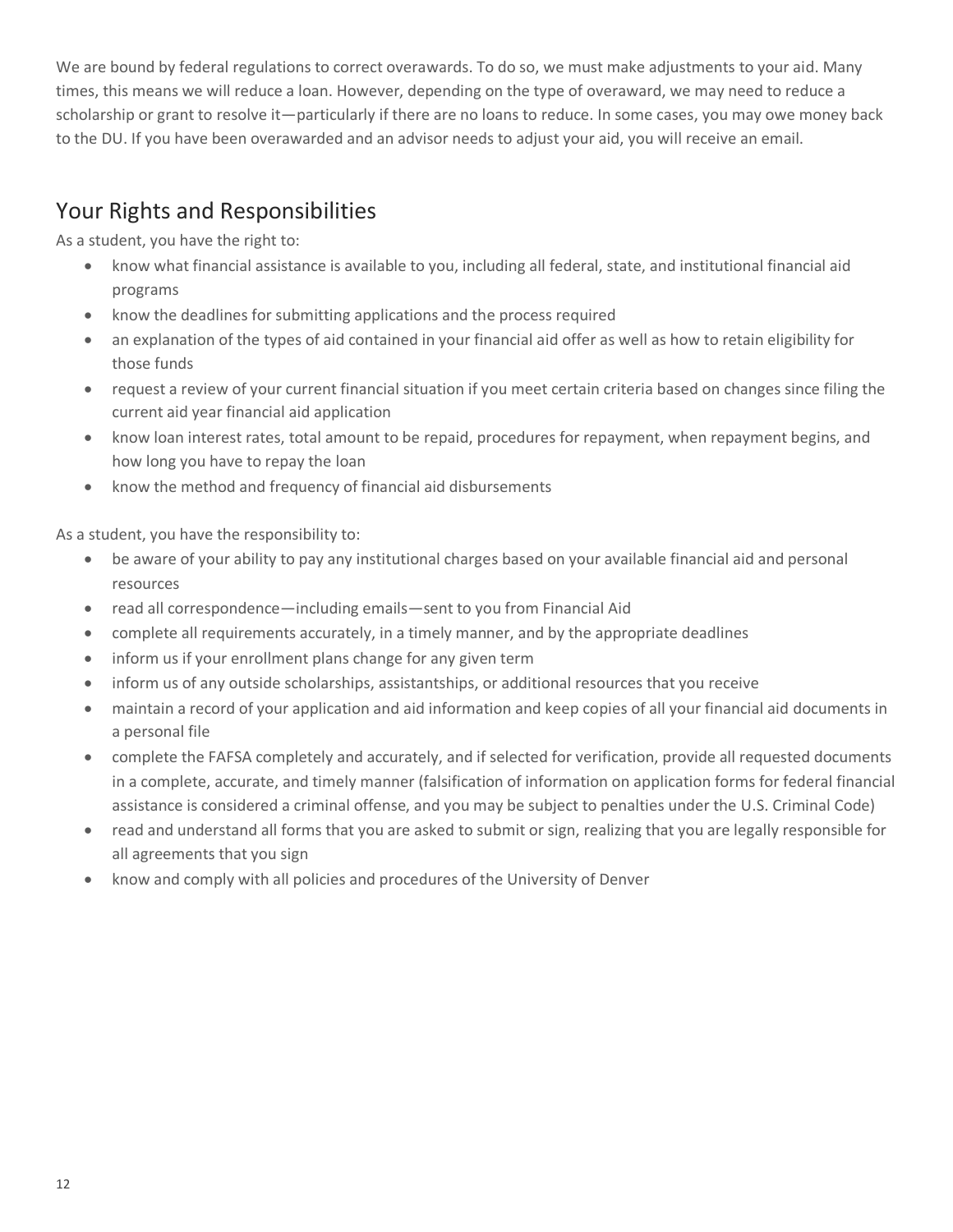We are bound by federal regulations to correct overawards. To do so, we must make adjustments to your aid. Many times, this means we will reduce a loan. However, depending on the type of overaward, we may need to reduce a scholarship or grant to resolve it—particularly if there are no loans to reduce. In some cases, you may owe money back to the DU. If you have been overawarded and an advisor needs to adjust your aid, you will receive an email.

## Your Rights and Responsibilities

As a student, you have the right to:

- know what financial assistance is available to you, including all federal, state, and institutional financial aid programs
- know the deadlines for submitting applications and the process required
- an explanation of the types of aid contained in your financial aid offer as well as how to retain eligibility for those funds
- request a review of your current financial situation if you meet certain criteria based on changes since filing the current aid year financial aid application
- know loan interest rates, total amount to be repaid, procedures for repayment, when repayment begins, and how long you have to repay the loan
- know the method and frequency of financial aid disbursements

As a student, you have the responsibility to:

- be aware of your ability to pay any institutional charges based on your available financial aid and personal resources
- read all correspondence—including emails—sent to you from Financial Aid
- complete all requirements accurately, in a timely manner, and by the appropriate deadlines
- inform us if your enrollment plans change for any given term
- inform us of any outside scholarships, assistantships, or additional resources that you receive
- maintain a record of your application and aid information and keep copies of all your financial aid documents in a personal file
- complete the FAFSA completely and accurately, and if selected for verification, provide all requested documents in a complete, accurate, and timely manner (falsification of information on application forms for federal financial assistance is considered a criminal offense, and you may be subject to penalties under the U.S. Criminal Code)
- read and understand all forms that you are asked to submit or sign, realizing that you are legally responsible for all agreements that you sign
- know and comply with all policies and procedures of the University of Denver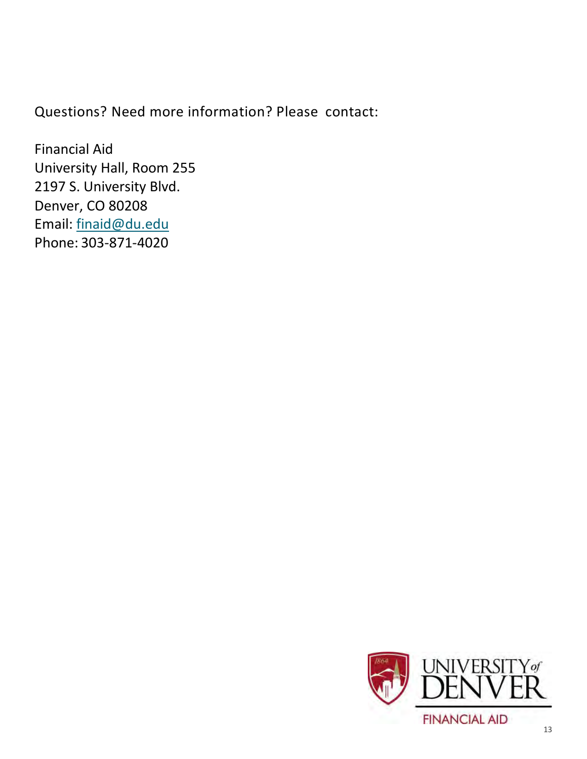Questions? Need more information? Please contact:

Financial Aid
University Hall, Room 255
2197 S. University Blvd.
Denver, CO 80208
Email: finaid@du.edu
Phone: 303-871-4020